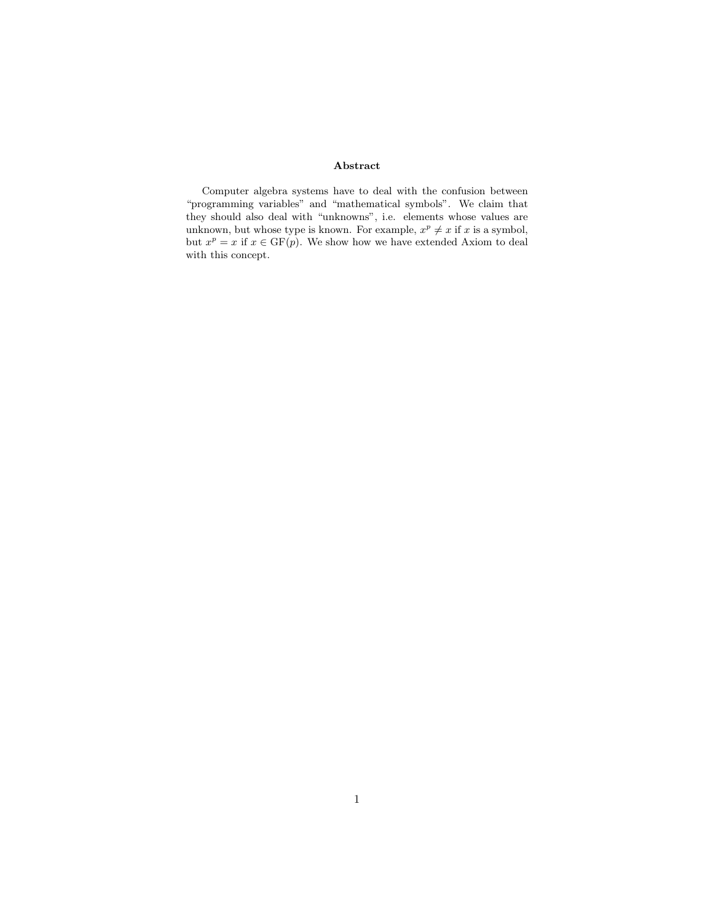## Abstract

Computer algebra systems have to deal with the confusion between "programming variables" and "mathematical symbols". We claim that they should also deal with "unknowns", i.e. elements whose values are unknown, but whose type is known. For example, $x^p \neq x$ if $x$ is a symbol, but $x^p = x$ if $x \in \mathrm{GF}(p)$. We show how we have extended Axiom to deal with this concept.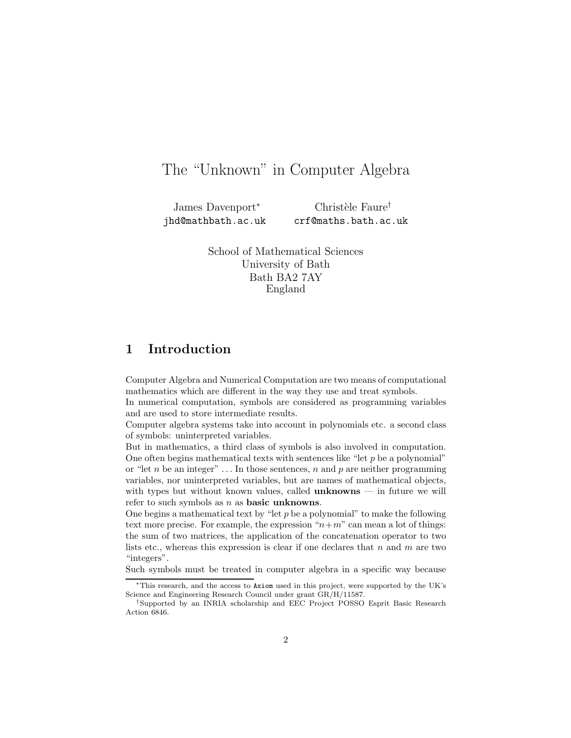# The "Unknown" in Computer Algebra

James Davenport[*]  
jhd@mathbath.ac.uk

Christèle Faure[†]  
crf@maths.bath.ac.uk

School of Mathematical Sciences  
University of Bath  
Bath BA2 7AY  
England

## 1 Introduction

Computer Algebra and Numerical Computation are two means of computational mathematics which are different in the way they use and treat symbols.
In numerical computation, symbols are considered as programming variables and are used to store intermediate results.
Computer algebra systems take into account in polynomials etc. a second class of symbols: uninterpreted variables.
But in mathematics, a third class of symbols is also involved in computation. One often begins mathematical texts with sentences like "let $p$ be a polynomial" or "let $n$ be an integer" ... In those sentences, $n$ and $p$ are neither programming variables, nor uninterpreted variables, but are names of mathematical objects, with types but without known values, called **unknowns** — in future we will refer to such symbols as $n$ as **basic unknowns**.
One begins a mathematical text by "let $p$ be a polynomial" to make the following text more precise. For example, the expression "$n+m$" can mean a lot of things: the sum of two matrices, the application of the concatenation operator to two lists etc., whereas this expression is clear if one declares that $n$ and $m$ are two "integers".
Such symbols must be treated in computer algebra in a specific way because

[*] This research, and the access to `Axiom` used in this project, were supported by the UK's Science and Engineering Research Council under grant GR/H/11587.

[†] Supported by an INRIA scholarship and EEC Project POSSO Esprit Basic Research Action 6846.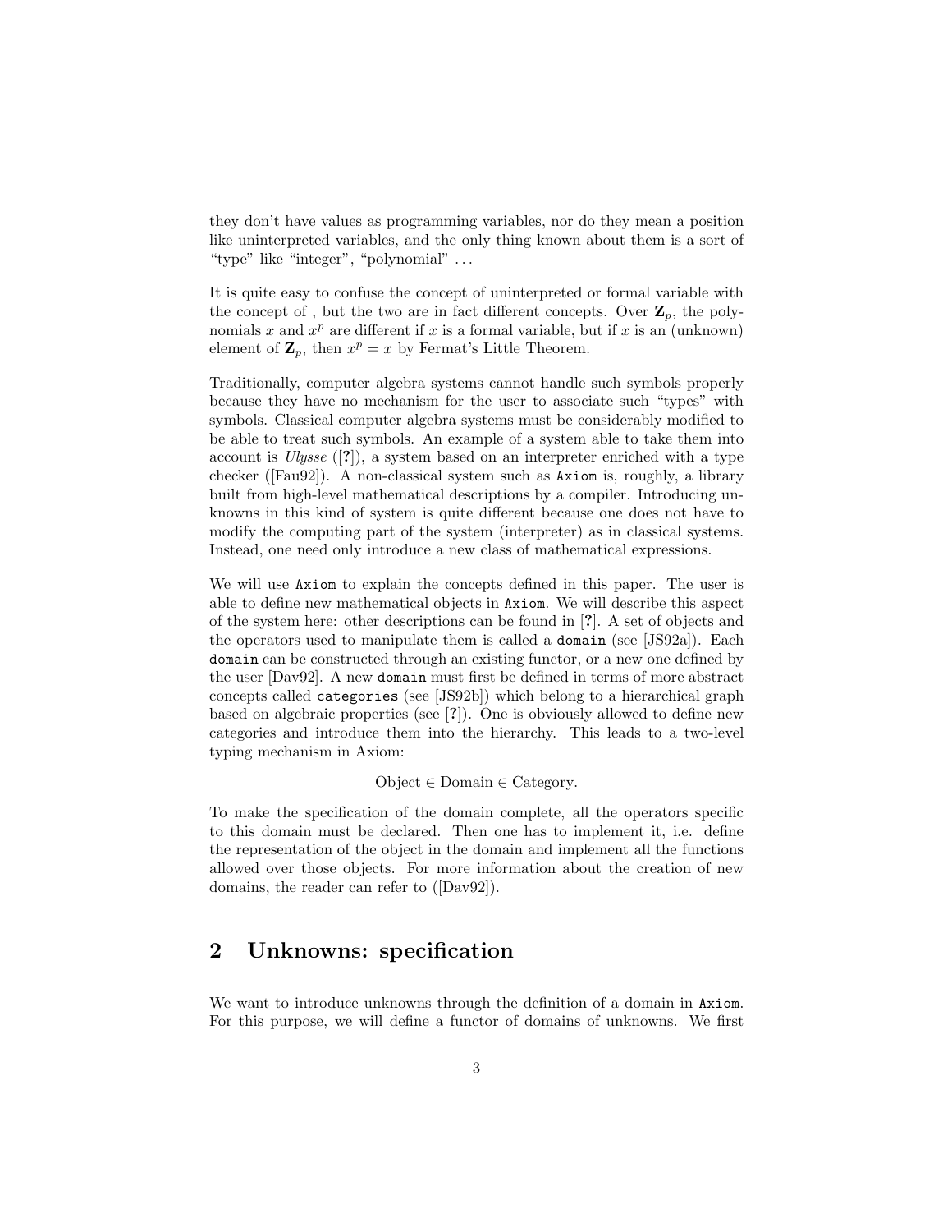they don't have values as programming variables, nor do they mean a position like uninterpreted variables, and the only thing known about them is a sort of "type" like "integer", "polynomial" ...

It is quite easy to confuse the concept of uninterpreted or formal variable with the concept of , but the two are in fact different concepts. Over $\mathbf{Z}_p$, the polynomials $x$ and $x^p$ are different if $x$ is a formal variable, but if $x$ is an (unknown) element of $\mathbf{Z}_p$, then $x^p = x$ by Fermat's Little Theorem.

Traditionally, computer algebra systems cannot handle such symbols properly because they have no mechanism for the user to associate such "types" with symbols. Classical computer algebra systems must be considerably modified to be able to treat such symbols. An example of a system able to take them into account is *Ulysse* ([**?**]), a system based on an interpreter enriched with a type checker ([Fau92]). A non-classical system such as `Axiom` is, roughly, a library built from high-level mathematical descriptions by a compiler. Introducing unknowns in this kind of system is quite different because one does not have to modify the computing part of the system (interpreter) as in classical systems. Instead, one need only introduce a new class of mathematical expressions.

We will use `Axiom` to explain the concepts defined in this paper. The user is able to define new mathematical objects in `Axiom`. We will describe this aspect of the system here: other descriptions can be found in [**?**]. A set of objects and the operators used to manipulate them is called a `domain` (see [JS92a]). Each `domain` can be constructed through an existing functor, or a new one defined by the user [Dav92]. A new `domain` must first be defined in terms of more abstract concepts called `categories` (see [JS92b]) which belong to a hierarchical graph based on algebraic properties (see [**?**]). One is obviously allowed to define new categories and introduce them into the hierarchy. This leads to a two-level typing mechanism in Axiom:

$$\text{Object} \in \text{Domain} \in \text{Category}.$$

To make the specification of the domain complete, all the operators specific to this domain must be declared. Then one has to implement it, i.e. define the representation of the object in the domain and implement all the functions allowed over those objects. For more information about the creation of new domains, the reader can refer to ([Dav92]).

## 2 Unknowns: specification

We want to introduce unknowns through the definition of a domain in `Axiom`. For this purpose, we will define a functor of domains of unknowns. We first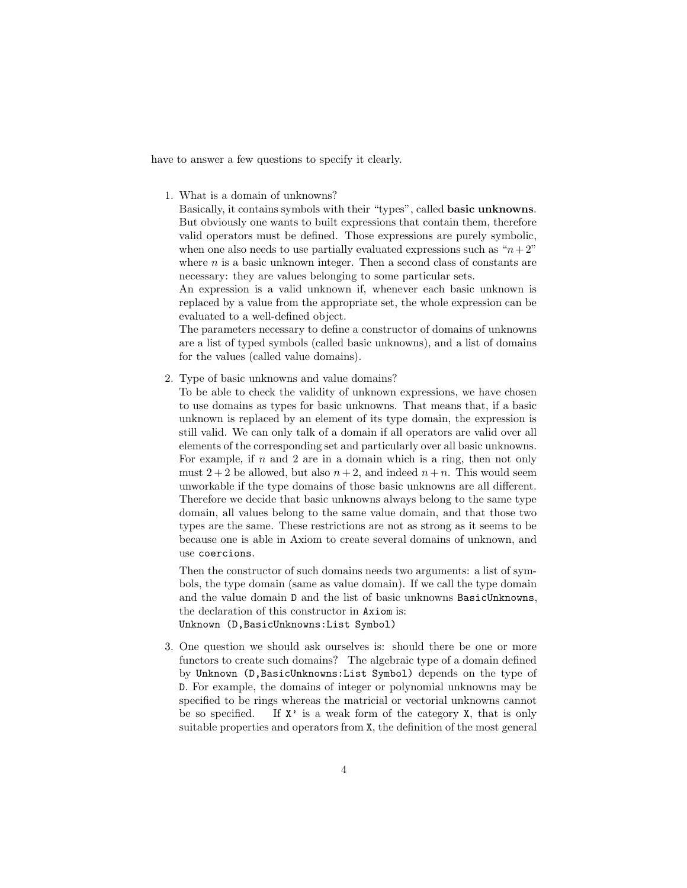have to answer a few questions to specify it clearly.

1. What is a domain of unknowns?
   Basically, it contains symbols with their "types", called **basic unknowns**. But obviously one wants to built expressions that contain them, therefore valid operators must be defined. Those expressions are purely symbolic, when one also needs to use partially evaluated expressions such as "$n+2$" where $n$ is a basic unknown integer. Then a second class of constants are necessary: they are values belonging to some particular sets.
   An expression is a valid unknown if, whenever each basic unknown is replaced by a value from the appropriate set, the whole expression can be evaluated to a well-defined object.
   The parameters necessary to define a constructor of domains of unknowns are a list of typed symbols (called basic unknowns), and a list of domains for the values (called value domains).

2. Type of basic unknowns and value domains?
   To be able to check the validity of unknown expressions, we have chosen to use domains as types for basic unknowns. That means that, if a basic unknown is replaced by an element of its type domain, the expression is still valid. We can only talk of a domain if all operators are valid over all elements of the corresponding set and particularly over all basic unknowns. For example, if $n$ and $2$ are in a domain which is a ring, then not only must $2+2$ be allowed, but also $n+2$, and indeed $n+n$. This would seem unworkable if the type domains of those basic unknowns are all different. Therefore we decide that basic unknowns always belong to the same type domain, all values belong to the same value domain, and that those two types are the same. These restrictions are not as strong as it seems to be because one is able in Axiom to create several domains of unknown, and use `coercions`.

   Then the constructor of such domains needs two arguments: a list of symbols, the type domain (same as value domain). If we call the type domain and the value domain `D` and the list of basic unknowns `BasicUnknowns`, the declaration of this constructor in `Axiom` is:
   `Unknown (D,BasicUnknowns:List Symbol)`

3. One question we should ask ourselves is: should there be one or more functors to create such domains? The algebraic type of a domain defined by `Unknown (D,BasicUnknowns:List Symbol)` depends on the type of `D`. For example, the domains of integer or polynomial unknowns may be specified to be rings whereas the matricial or vectorial unknowns cannot be so specified. If `X'` is a weak form of the category `X`, that is only suitable properties and operators from `X`, the definition of the most general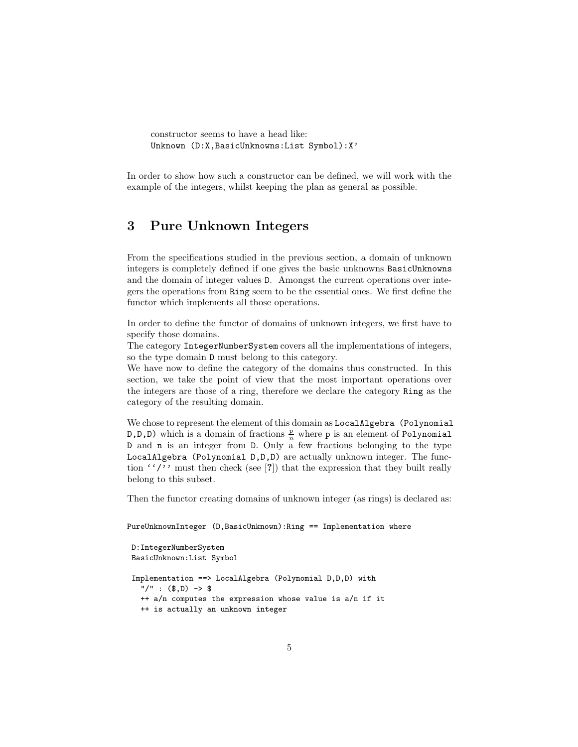constructor seems to have a head like:
`Unknown (D:X,BasicUnknowns:List Symbol):X'`

In order to show how such a constructor can be defined, we will work with the example of the integers, whilst keeping the plan as general as possible.

# 3 Pure Unknown Integers

From the specifications studied in the previous section, a domain of unknown integers is completely defined if one gives the basic unknowns `BasicUnknowns` and the domain of integer values `D`. Amongst the current operations over integers the operations from `Ring` seem to be the essential ones. We first define the functor which implements all those operations.

In order to define the functor of domains of unknown integers, we first have to specify those domains.
The category `IntegerNumberSystem` covers all the implementations of integers, so the type domain `D` must belong to this category.
We have now to define the category of the domains thus constructed. In this section, we take the point of view that the most important operations over the integers are those of a ring, therefore we declare the category `Ring` as the category of the resulting domain.

We chose to represent the element of this domain as `LocalAlgebra (Polynomial D,D,D)` which is a domain of fractions $\frac{p}{n}$ where `p` is an element of `Polynomial D` and `n` is an integer from `D`. Only a few fractions belonging to the type `LocalAlgebra (Polynomial D,D,D)` are actually unknown integer. The function ''`/`'' must then check (see [?]) that the expression that they built really belong to this subset.

Then the functor creating domains of unknown integer (as rings) is declared as:

```
PureUnknownInteger (D,BasicUnknown):Ring == Implementation where

 D:IntegerNumberSystem
 BasicUnknown:List Symbol

 Implementation ==> LocalAlgebra (Polynomial D,D,D) with
   "/" : ($,D) -> $
   ++ a/n computes the expression whose value is a/n if it
   ++ is actually an unknown integer
```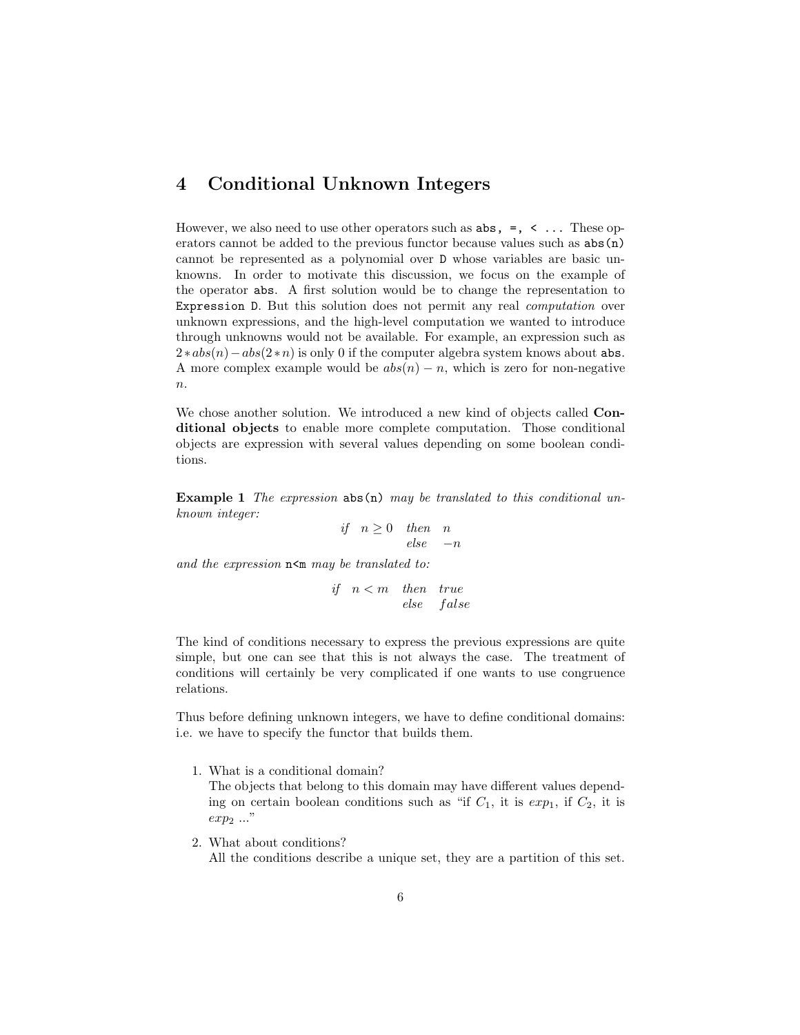# 4 Conditional Unknown Integers

However, we also need to use other operators such as `abs`, `=`, `<` ... These operators cannot be added to the previous functor because values such as `abs(n)` cannot be represented as a polynomial over `D` whose variables are basic unknowns. In order to motivate this discussion, we focus on the example of the operator `abs`. A first solution would be to change the representation to `Expression D`. But this solution does not permit any real *computation* over unknown expressions, and the high-level computation we wanted to introduce through unknowns would not be available. For example, an expression such as $2*abs(n) - abs(2*n)$ is only 0 if the computer algebra system knows about `abs`. A more complex example would be $abs(n) - n$, which is zero for non-negative $n$.

We chose another solution. We introduced a new kind of objects called **Conditional objects** to enable more complete computation. Those conditional objects are expression with several values depending on some boolean conditions.

**Example 1** *The expression* `abs(n)` *may be translated to this conditional unknown integer:*

$$\begin{array}{lll} \textit{if} \quad n \geq 0 & \textit{then} & n \\ & \textit{else} & -n \end{array}$$

*and the expression* `n<m` *may be translated to:*

$$\begin{array}{lll} \textit{if} \quad n < m & \textit{then} & \textit{true} \\ & \textit{else} & \textit{false} \end{array}$$

The kind of conditions necessary to express the previous expressions are quite simple, but one can see that this is not always the case. The treatment of conditions will certainly be very complicated if one wants to use congruence relations.

Thus before defining unknown integers, we have to define conditional domains: i.e. we have to specify the functor that builds them.

1. What is a conditional domain?
   The objects that belong to this domain may have different values depending on certain boolean conditions such as "if $C_1$, it is $exp_1$, if $C_2$, it is $exp_2$ ..."
2. What about conditions?
   All the conditions describe a unique set, they are a partition of this set.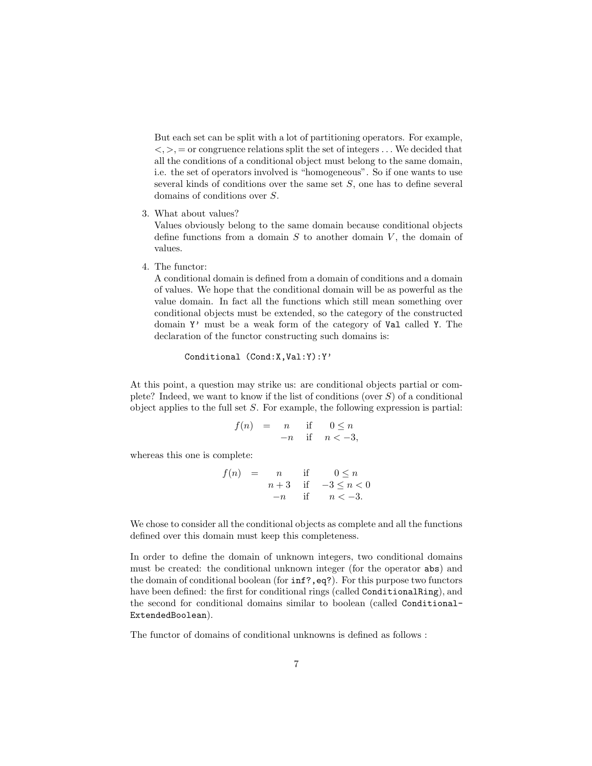But each set can be split with a lot of partitioning operators. For example, $<, >, =$ or congruence relations split the set of integers ... We decided that all the conditions of a conditional object must belong to the same domain, i.e. the set of operators involved is "homogeneous". So if one wants to use several kinds of conditions over the same set $S$, one has to define several domains of conditions over $S$.

3. What about values?
   Values obviously belong to the same domain because conditional objects define functions from a domain $S$ to another domain $V$, the domain of values.

4. The functor:
   A conditional domain is defined from a domain of conditions and a domain of values. We hope that the conditional domain will be as powerful as the value domain. In fact all the functions which still mean something over conditional objects must be extended, so the category of the constructed domain `Y'` must be a weak form of the category of `Val` called `Y`. The declaration of the functor constructing such domains is:

   ```
   Conditional (Cond:X,Val:Y):Y'
   ```

At this point, a question may strike us: are conditional objects partial or complete? Indeed, we want to know if the list of conditions (over $S$) of a conditional object applies to the full set $S$. For example, the following expression is partial:

$$
\begin{array}{rcrcr}
f(n) & = & n & \text{if} & 0 \leq n \\
 & & -n & \text{if} & n < -3,
\end{array}
$$

whereas this one is complete:

$$
\begin{array}{rcrcr}
f(n) & = & n & \text{if} & 0 \leq n \\
 & & n+3 & \text{if} & -3 \leq n < 0 \\
 & & -n & \text{if} & n < -3.
\end{array}
$$

We chose to consider all the conditional objects as complete and all the functions defined over this domain must keep this completeness.

In order to define the domain of unknown integers, two conditional domains must be created: the conditional unknown integer (for the operator `abs`) and the domain of conditional boolean (for `inf?,eq?`). For this purpose two functors have been defined: the first for conditional rings (called `ConditionalRing`), and the second for conditional domains similar to boolean (called `ConditionalExtendedBoolean`).

The functor of domains of conditional unknowns is defined as follows :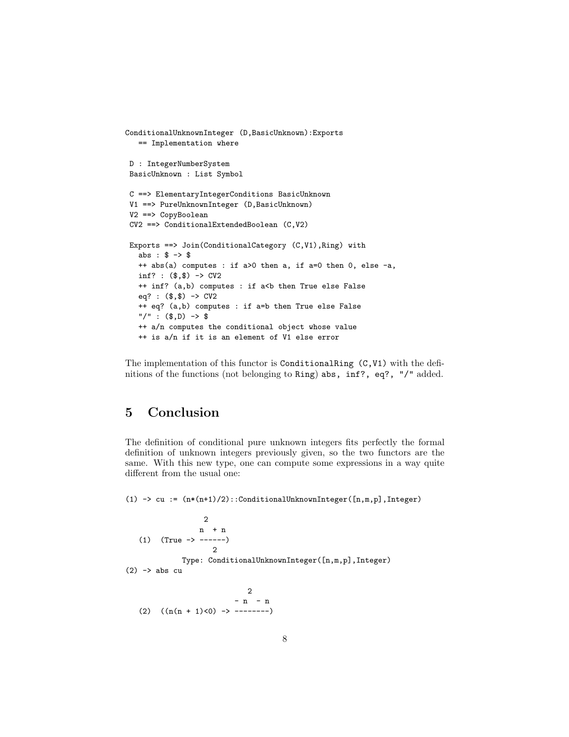```
ConditionalUnknownInteger (D,BasicUnknown):Exports
   == Implementation where

 D : IntegerNumberSystem
 BasicUnknown : List Symbol

 C ==> ElementaryIntegerConditions BasicUnknown
 V1 ==> PureUnknownInteger (D,BasicUnknown)
 V2 ==> CopyBoolean
 CV2 ==> ConditionalExtendedBoolean (C,V2)

 Exports ==> Join(ConditionalCategory (C,V1),Ring) with
   abs : $ -> $
   ++ abs(a) computes : if a>0 then a, if a=0 then 0, else -a,
   inf? : ($,$) -> CV2
   ++ inf? (a,b) computes : if a<b then True else False
   eq? : ($,$) -> CV2
   ++ eq? (a,b) computes : if a=b then True else False
   "/" : ($,D) -> $
   ++ a/n computes the conditional object whose value
   ++ is a/n if it is an element of V1 else error
```

The implementation of this functor is `ConditionalRing (C,V1)` with the definitions of the functions (not belonging to `Ring`) `abs, inf?, eq?, "/"` added.

## 5 Conclusion

The definition of conditional pure unknown integers fits perfectly the formal definition of unknown integers previously given, so the two functors are the same. With this new type, one can compute some expressions in a way quite different from the usual one:

```
(1) -> cu := (n*(n+1)/2)::ConditionalUnknownInteger([n,m,p],Integer)

                 2
                n  + n
   (1)  (True -> ------)
                   2
             Type: ConditionalUnknownInteger([n,m,p],Integer)
(2) -> abs cu

                            2
                         - n  - n
   (2)  ((n(n + 1)<0) -> --------)
```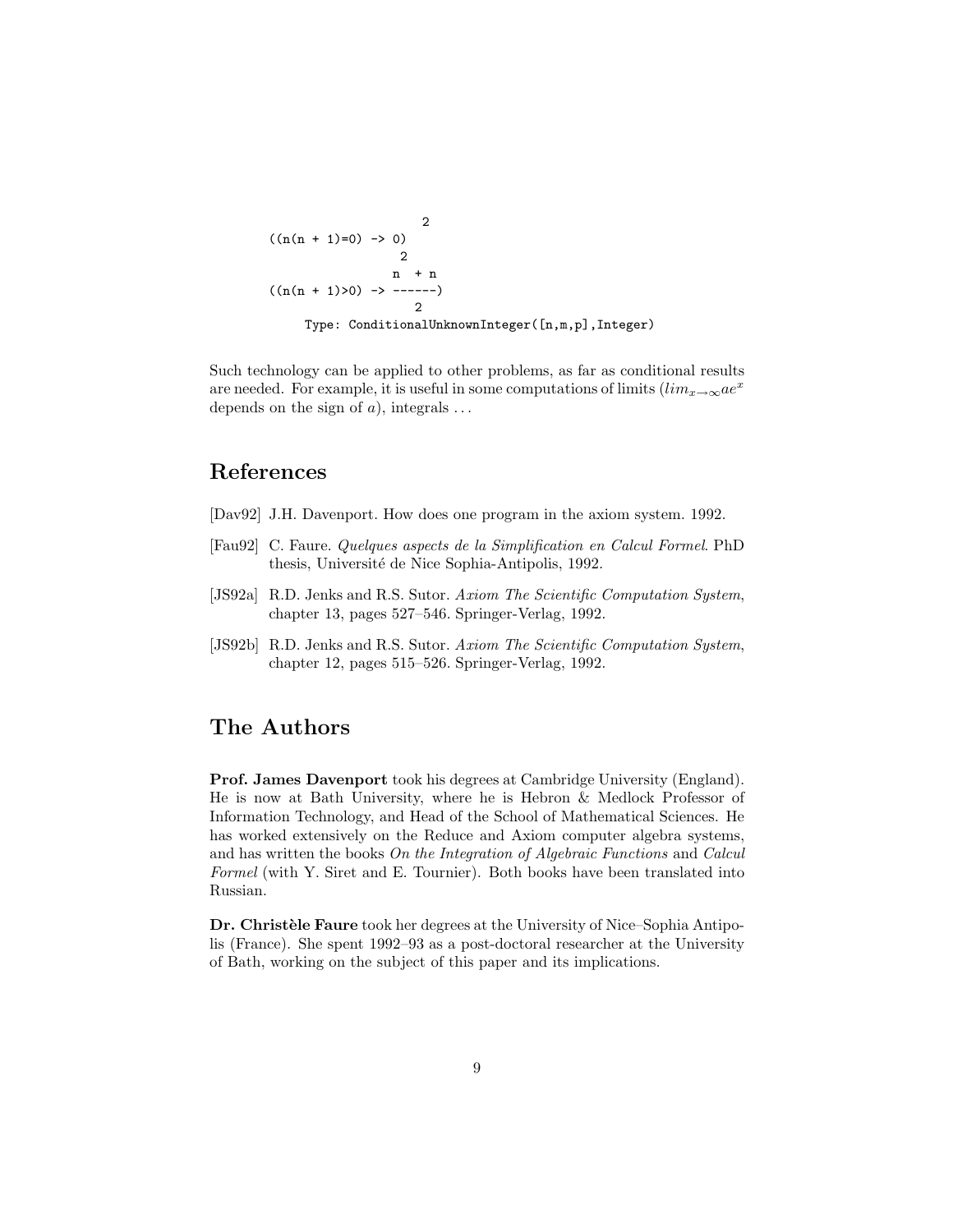```
                         2
((n(n + 1)=0) -> 0)
                      2
                     n  + n
((n(n + 1)>0) -> ------)
                       2
     Type: ConditionalUnknownInteger([n,m,p],Integer)
```

Such technology can be applied to other problems, as far as conditional results are needed. For example, it is useful in some computations of limits ($lim_{x \to \infty} ae^x$ depends on the sign of $a$), integrals ...

## References

[Dav92] J.H. Davenport. How does one program in the axiom system. 1992.

[Fau92] C. Faure. *Quelques aspects de la Simplification en Calcul Formel*. PhD thesis, Université de Nice Sophia-Antipolis, 1992.

[JS92a] R.D. Jenks and R.S. Sutor. *Axiom The Scientific Computation System*, chapter 13, pages 527–546. Springer-Verlag, 1992.

[JS92b] R.D. Jenks and R.S. Sutor. *Axiom The Scientific Computation System*, chapter 12, pages 515–526. Springer-Verlag, 1992.

## The Authors

**Prof. James Davenport** took his degrees at Cambridge University (England). He is now at Bath University, where he is Hebron & Medlock Professor of Information Technology, and Head of the School of Mathematical Sciences. He has worked extensively on the Reduce and Axiom computer algebra systems, and has written the books *On the Integration of Algebraic Functions* and *Calcul Formel* (with Y. Siret and E. Tournier). Both books have been translated into Russian.

**Dr. Christèle Faure** took her degrees at the University of Nice–Sophia Antipolis (France). She spent 1992–93 as a post-doctoral researcher at the University of Bath, working on the subject of this paper and its implications.